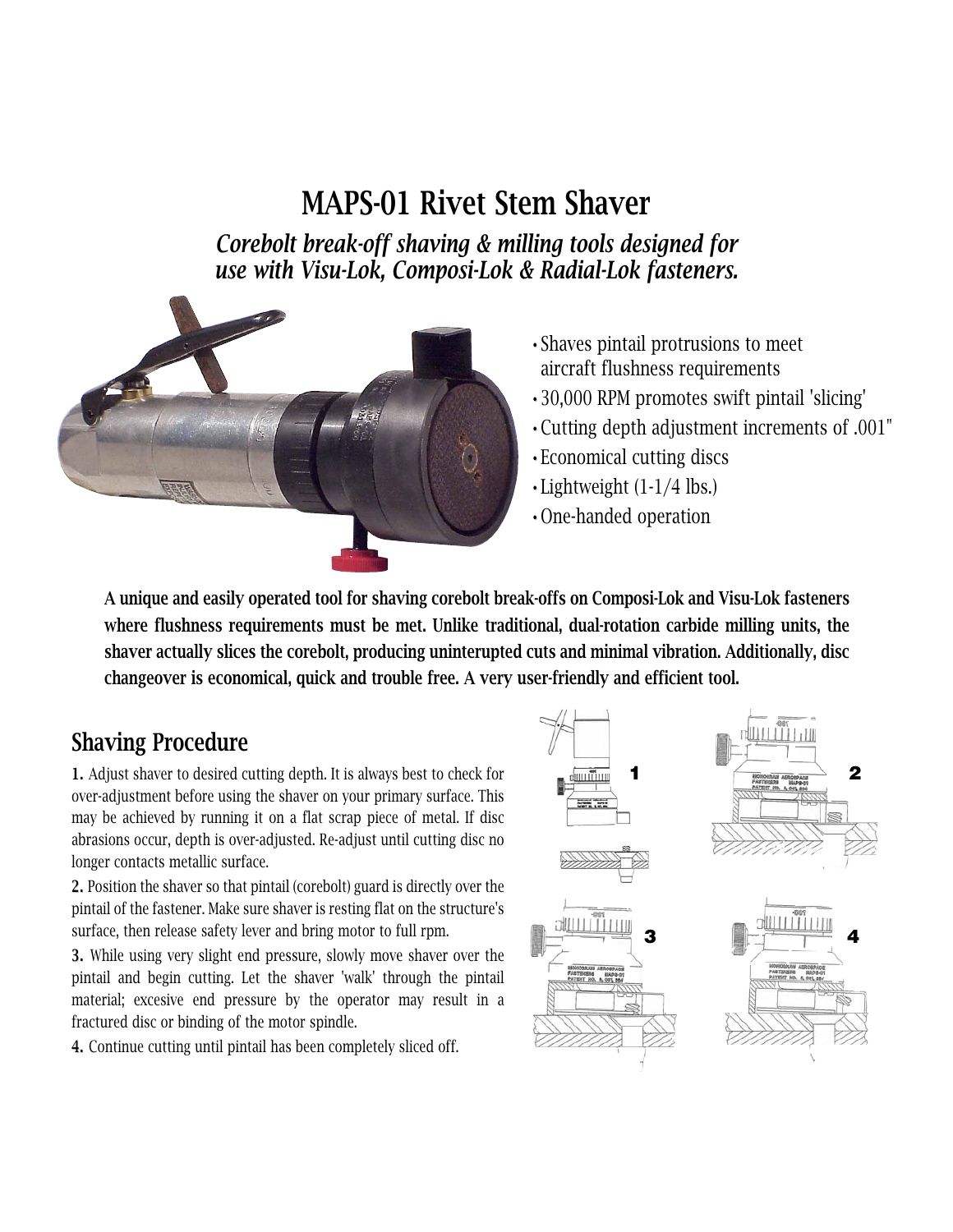# MAPS-01 Rivet Stem Shaver

*Corebolt break-off shaving & milling tools designed for use with Visu-Lok, Composi-Lok & Radial-Lok fasteners.*

- Shaves pintail protrusions to meet aircraft flushness requirements
- 30,000 RPM promotes swift pintail 'slicing'
- Cutting depth adjustment increments of .001"
- Economical cutting discs
- Lightweight (1-1/4 lbs.)
- One-handed operation

**A unique and easily operated tool for shaving corebolt break-offs on Composi-Lok and Visu-Lok fasteners where flushness requirements must be met. Unlike traditional, dual-rotation carbide milling units, the shaver actually slices the corebolt, producing uninterupted cuts and minimal vibration. Additionally, disc changeover is economical, quick and trouble free. A very user-friendly and efficient tool.**

## Shaving Procedure

**1.** Adjust shaver to desired cutting depth. It is always best to check for over-adjustment before using the shaver on your primary surface. This may be achieved by running it on a flat scrap piece of metal. If disc abrasions occur, depth is over-adjusted. Re-adjust until cutting disc no longer contacts metallic surface.

**2.** Position the shaver so that pintail (corebolt) guard is directly over the pintail of the fastener. Make sure shaver is resting flat on the structure's surface, then release safety lever and bring motor to full rpm.

**3.** While using very slight end pressure, slowly move shaver over the pintail and begin cutting. Let the shaver 'walk' through the pintail material; excesive end pressure by the operator may result in a fractured disc or binding of the motor spindle.

**4.** Continue cutting until pintail has been completely sliced off.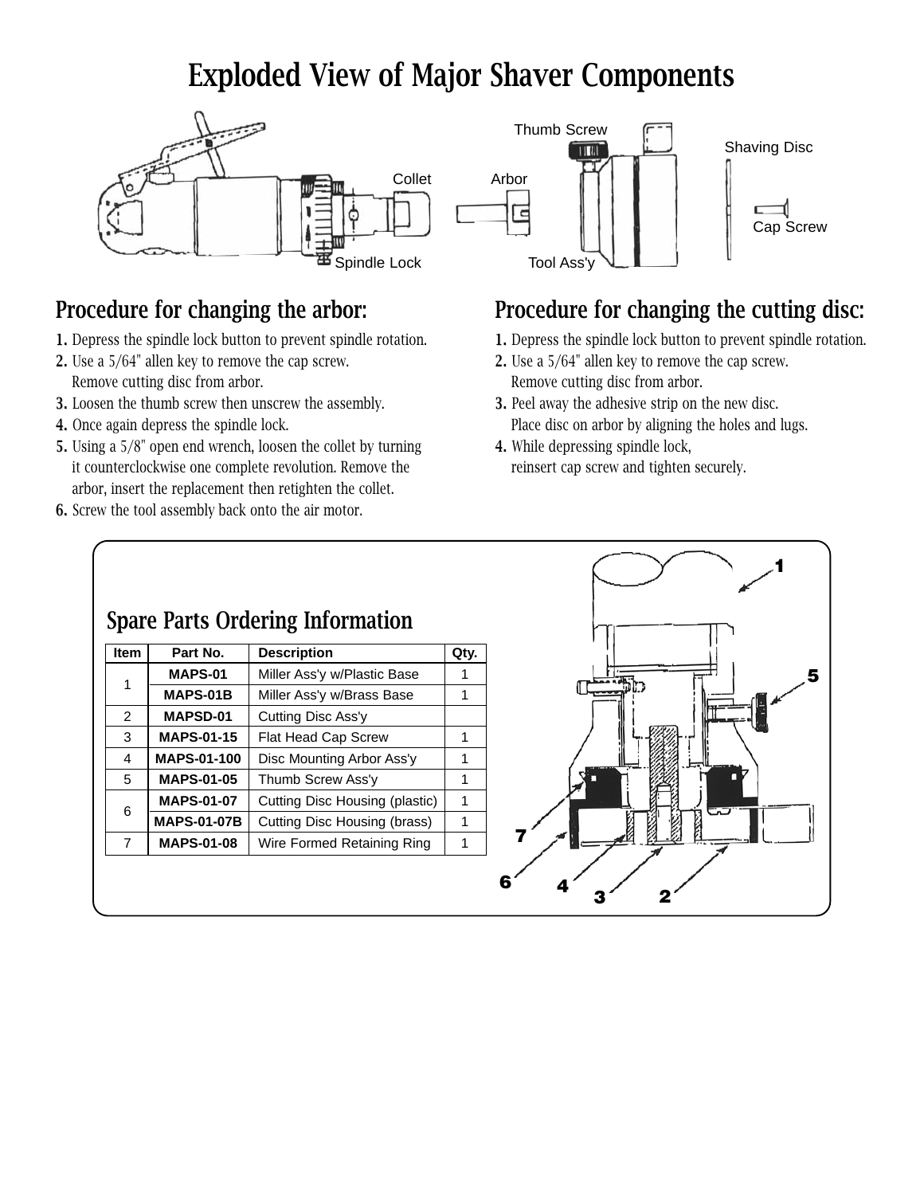# Exploded View of Major Shaver Components

Thumb Screw

Shaving Disc

Collet

Arbor

Cap Screw

Spindle Lock

Tool Ass'y

## Procedure for changing the arbor:

**1.** Depress the spindle lock button to prevent spindle rotation.
**2.** Use a 5/64" allen key to remove the cap screw.
Remove cutting disc from arbor.
**3.** Loosen the thumb screw then unscrew the assembly.
**4.** Once again depress the spindle lock.
**5.** Using a 5/8" open end wrench, loosen the collet by turning it counterclockwise one complete revolution. Remove the arbor, insert the replacement then retighten the collet.
**6.** Screw the tool assembly back onto the air motor.

## Procedure for changing the cutting disc:

**1.** Depress the spindle lock button to prevent spindle rotation.
**2.** Use a 5/64" allen key to remove the cap screw.
Remove cutting disc from arbor.
**3.** Peel away the adhesive strip on the new disc.
Place disc on arbor by aligning the holes and lugs.
**4.** While depressing spindle lock,
reinsert cap screw and tighten securely.

## Spare Parts Ordering Information

| Item | Part No. | Description | Qty. |
|---|---|---|---|
| 1 | MAPS-01 | Miller Ass'y w/Plastic Base | 1 |
| | MAPS-01B | Miller Ass'y w/Brass Base | 1 |
| 2 | MAPSD-01 | Cutting Disc Ass'y | |
| 3 | MAPS-01-15 | Flat Head Cap Screw | 1 |
| 4 | MAPS-01-100 | Disc Mounting Arbor Ass'y | 1 |
| 5 | MAPS-01-05 | Thumb Screw Ass'y | 1 |
| 6 | MAPS-01-07 | Cutting Disc Housing (plastic) | 1 |
| | MAPS-01-07B | Cutting Disc Housing (brass) | 1 |
| 7 | MAPS-01-08 | Wire Formed Retaining Ring | 1 |

1

5

7

6

4

3

2